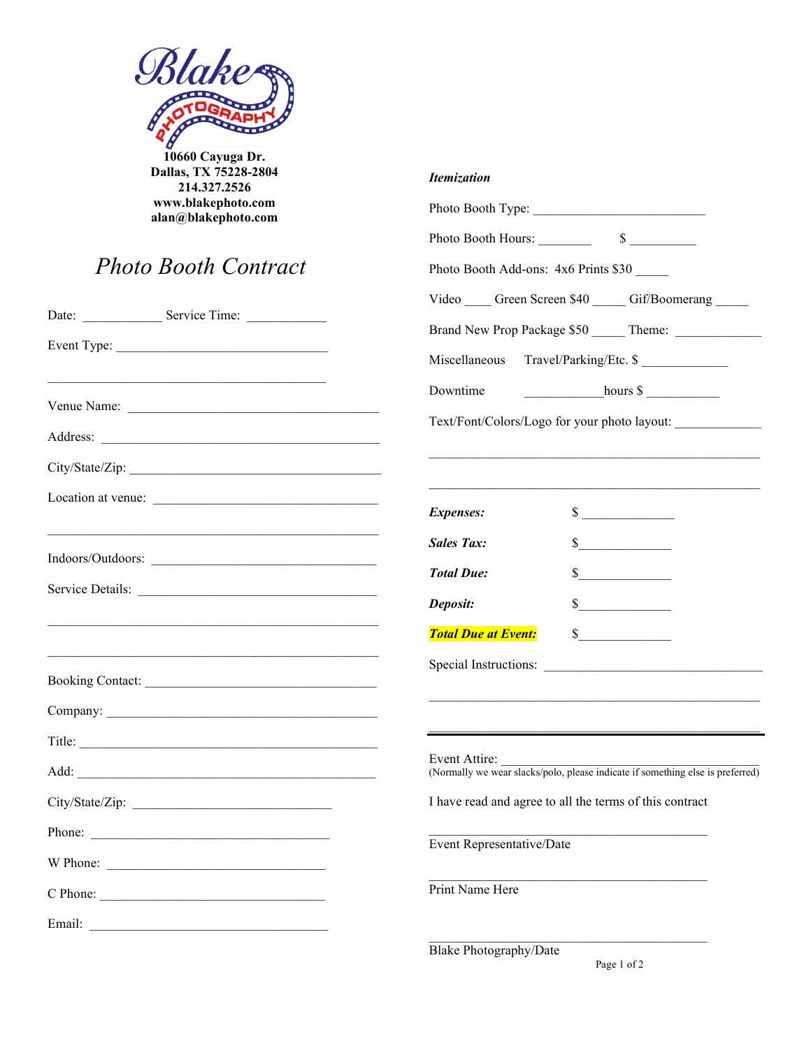**Blake Photography**

**10660 Cayuga Dr.**
**Dallas, TX 75228-2804**
**214.327.2526**
**www.blakephoto.com**
**alan@blakephoto.com**

# *Photo Booth Contract*

Date: ____________ Service Time: ____________

Event Type: ________________________________

____________________________________________

Venue Name: ______________________________________

Address: ______________________________________

City/State/Zip: ______________________________________

Location at venue: ________________________________

____________________________________________

Indoors/Outdoors: ________________________________

Service Details: ________________________________

____________________________________________

____________________________________________

Booking Contact: ________________________________

Company: ______________________________________

Title: ______________________________________

Add: ______________________________________

City/State/Zip: ______________________________

Phone: ________________________________

W Phone: ________________________________

C Phone: ________________________________

Email: ________________________________

***Itemization***

Photo Booth Type: __________________________

Photo Booth Hours: ________ $ __________

Photo Booth Add-ons: 4x6 Prints $30 _____

Video ____ Green Screen $40 _____ Gif/Boomerang _____

Brand New Prop Package $50 _____ Theme: _____________

Miscellaneous Travel/Parking/Etc. $ _____________

Downtime ____________hours $ ___________

Text/Font/Colors/Logo for your photo layout: _____________

____________________________________________________

____________________________________________________

***Expenses:*** $ _____________

***Sales Tax:*** $_____________

***Total Due:*** $_____________

***Deposit:*** $_____________

***Total Due at Event:*** $_____________

Special Instructions: ________________________________

____________________________________________________

____________________________________________________

Event Attire: ________________________________________
(Normally we wear slacks/polo, please indicate if something else is preferred)

I have read and agree to all the terms of this contract

__________________________________________
Event Representative/Date

__________________________________________
Print Name Here

__________________________________________
Blake Photography/Date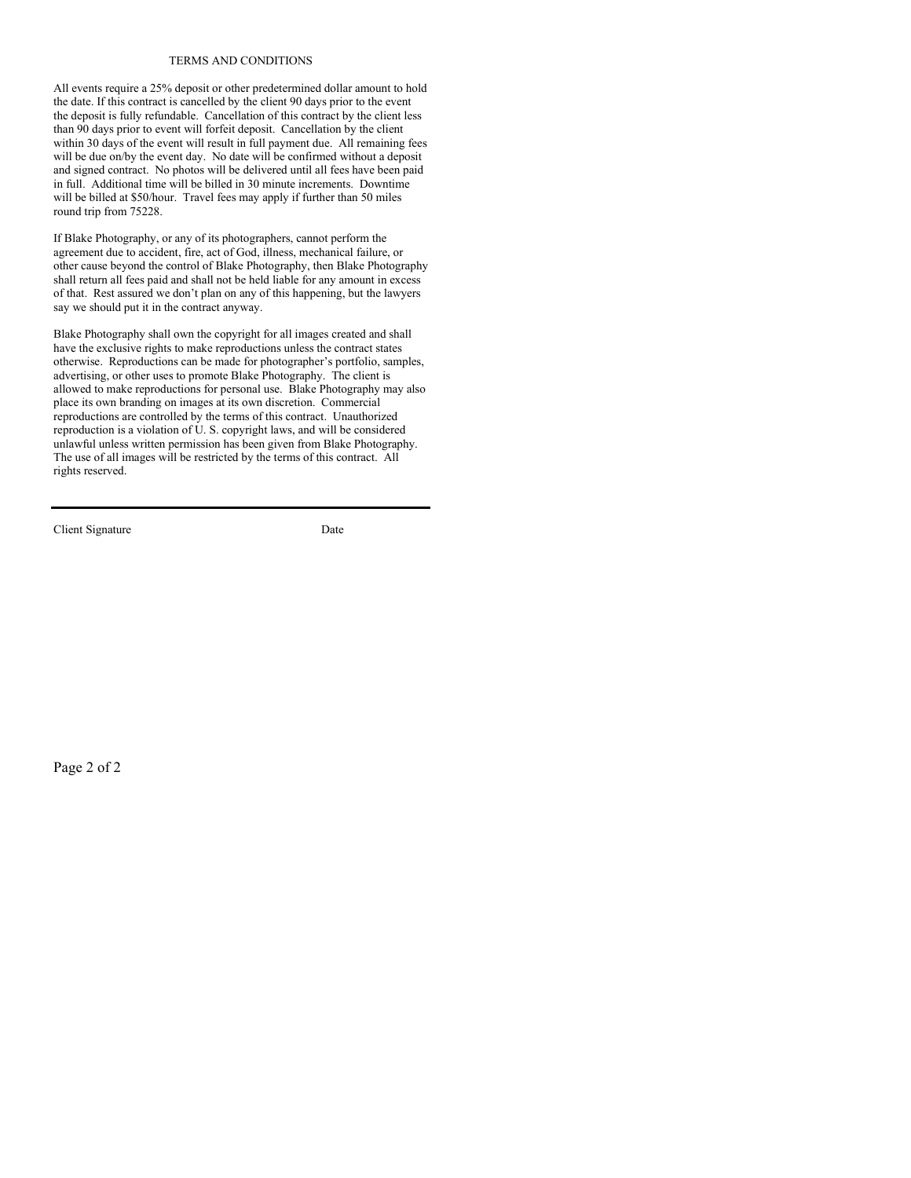## TERMS AND CONDITIONS

All events require a 25% deposit or other predetermined dollar amount to hold the date. If this contract is cancelled by the client 90 days prior to the event the deposit is fully refundable. Cancellation of this contract by the client less than 90 days prior to event will forfeit deposit. Cancellation by the client within 30 days of the event will result in full payment due. All remaining fees will be due on/by the event day. No date will be confirmed without a deposit and signed contract. No photos will be delivered until all fees have been paid in full. Additional time will be billed in 30 minute increments. Downtime will be billed at $50/hour. Travel fees may apply if further than 50 miles round trip from 75228.

If Blake Photography, or any of its photographers, cannot perform the agreement due to accident, fire, act of God, illness, mechanical failure, or other cause beyond the control of Blake Photography, then Blake Photography shall return all fees paid and shall not be held liable for any amount in excess of that. Rest assured we don't plan on any of this happening, but the lawyers say we should put it in the contract anyway.

Blake Photography shall own the copyright for all images created and shall have the exclusive rights to make reproductions unless the contract states otherwise. Reproductions can be made for photographer's portfolio, samples, advertising, or other uses to promote Blake Photography. The client is allowed to make reproductions for personal use. Blake Photography may also place its own branding on images at its own discretion. Commercial reproductions are controlled by the terms of this contract. Unauthorized reproduction is a violation of U. S. copyright laws, and will be considered unlawful unless written permission has been given from Blake Photography. The use of all images will be restricted by the terms of this contract. All rights reserved.

---

Client Signature                                                  Date